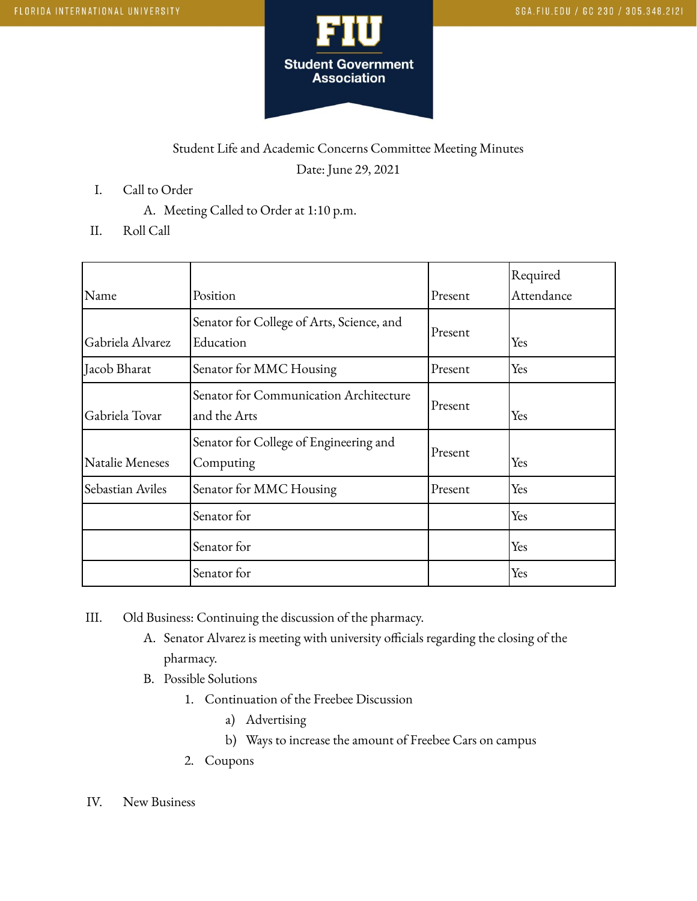Student Life and Academic Concerns Committee Meeting Minutes

Date: June 29, 2021

I. Call to Order
   A. Meeting Called to Order at 1:10 p.m.

II. Roll Call

| Name | Position | Present | Required Attendance |
|---|---|---|---|
| Gabriela Alvarez | Senator for College of Arts, Science, and Education | Present | Yes |
| Jacob Bharat | Senator for MMC Housing | Present | Yes |
| Gabriela Tovar | Senator for Communication Architecture and the Arts | Present | Yes |
| Natalie Meneses | Senator for College of Engineering and Computing | Present | Yes |
| Sebastian Aviles | Senator for MMC Housing | Present | Yes |
| | Senator for | | Yes |
| | Senator for | | Yes |
| | Senator for | | Yes |

III. Old Business: Continuing the discussion of the pharmacy.
   A. Senator Alvarez is meeting with university officials regarding the closing of the pharmacy.
   B. Possible Solutions
      1. Continuation of the Freebee Discussion
         a) Advertising
         b) Ways to increase the amount of Freebee Cars on campus
      2. Coupons

IV. New Business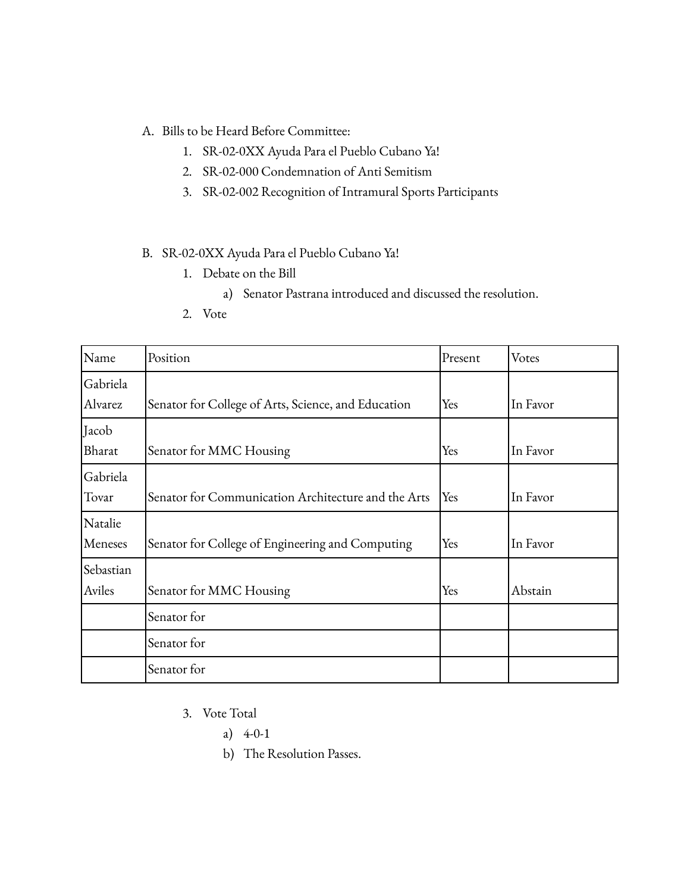A. Bills to be Heard Before Committee:
   1. SR-02-0XX Ayuda Para el Pueblo Cubano Ya!
   2. SR-02-000 Condemnation of Anti Semitism
   3. SR-02-002 Recognition of Intramural Sports Participants

B. SR-02-0XX Ayuda Para el Pueblo Cubano Ya!
   1. Debate on the Bill
      a) Senator Pastrana introduced and discussed the resolution.
   2. Vote

| Name | Position | Present | Votes |
|---|---|---|---|
| Gabriela Alvarez | Senator for College of Arts, Science, and Education | Yes | In Favor |
| Jacob Bharat | Senator for MMC Housing | Yes | In Favor |
| Gabriela Tovar | Senator for Communication Architecture and the Arts | Yes | In Favor |
| Natalie Meneses | Senator for College of Engineering and Computing | Yes | In Favor |
| Sebastian Aviles | Senator for MMC Housing | Yes | Abstain |
| | Senator for | | |
| | Senator for | | |
| | Senator for | | |

   3. Vote Total
      a) 4-0-1
      b) The Resolution Passes.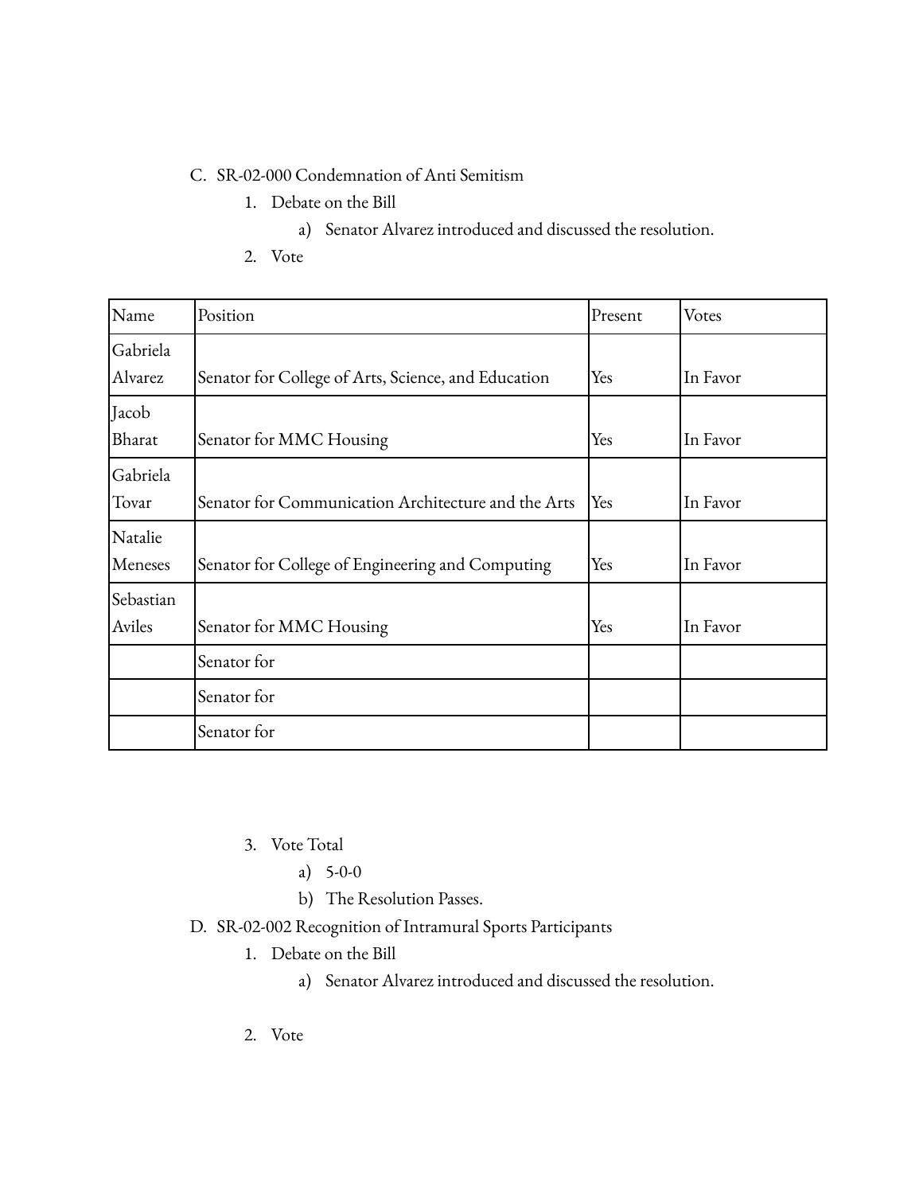C. SR-02-000 Condemnation of Anti Semitism

1. Debate on the Bill
   a) Senator Alvarez introduced and discussed the resolution.
2. Vote

| Name | Position | Present | Votes |
|---|---|---|---|
| Gabriela Alvarez | Senator for College of Arts, Science, and Education | Yes | In Favor |
| Jacob Bharat | Senator for MMC Housing | Yes | In Favor |
| Gabriela Tovar | Senator for Communication Architecture and the Arts | Yes | In Favor |
| Natalie Meneses | Senator for College of Engineering and Computing | Yes | In Favor |
| Sebastian Aviles | Senator for MMC Housing | Yes | In Favor |
| | Senator for | | |
| | Senator for | | |
| | Senator for | | |

3. Vote Total
   a) 5-0-0
   b) The Resolution Passes.

D. SR-02-002 Recognition of Intramural Sports Participants

1. Debate on the Bill
   a) Senator Alvarez introduced and discussed the resolution.
2. Vote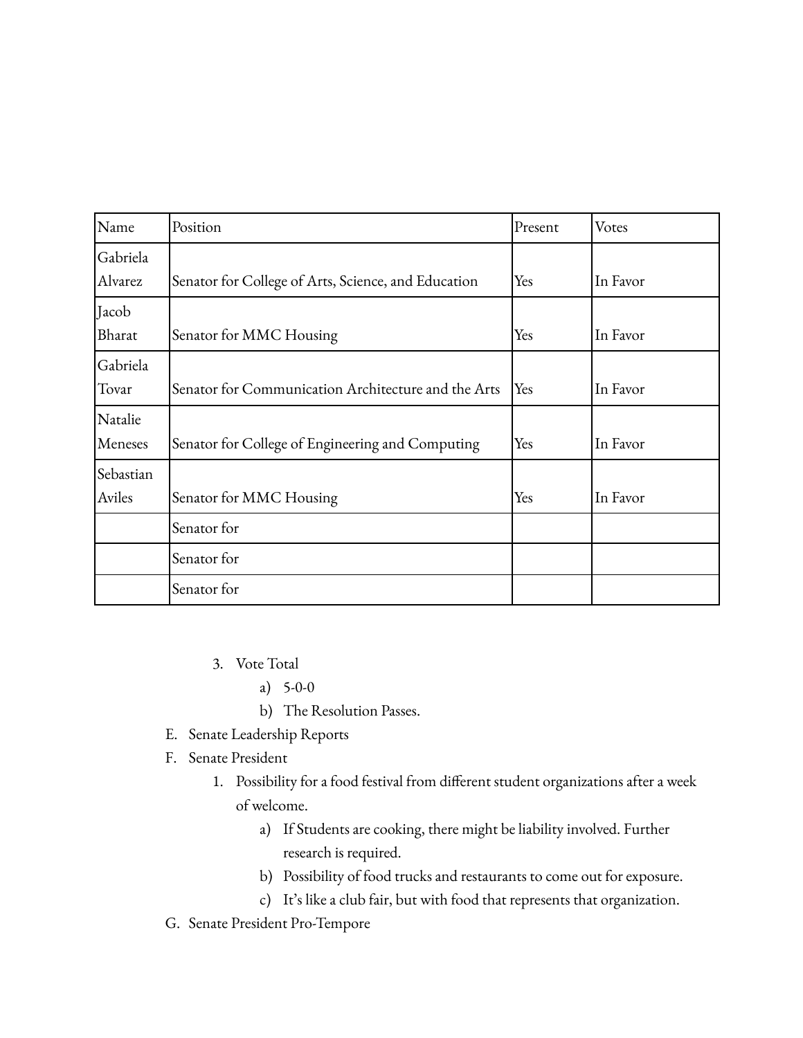| Name | Position | Present | Votes |
| --- | --- | --- | --- |
| Gabriela Alvarez | Senator for College of Arts, Science, and Education | Yes | In Favor |
| Jacob Bharat | Senator for MMC Housing | Yes | In Favor |
| Gabriela Tovar | Senator for Communication Architecture and the Arts | Yes | In Favor |
| Natalie Meneses | Senator for College of Engineering and Computing | Yes | In Favor |
| Sebastian Aviles | Senator for MMC Housing | Yes | In Favor |
| | Senator for | | |
| | Senator for | | |
| | Senator for | | |

3. Vote Total
    a) 5-0-0
    b) The Resolution Passes.

E. Senate Leadership Reports

F. Senate President
1. Possibility for a food festival from different student organizations after a week of welcome.
    a) If Students are cooking, there might be liability involved. Further research is required.
    b) Possibility of food trucks and restaurants to come out for exposure.
    c) It's like a club fair, but with food that represents that organization.

G. Senate President Pro-Tempore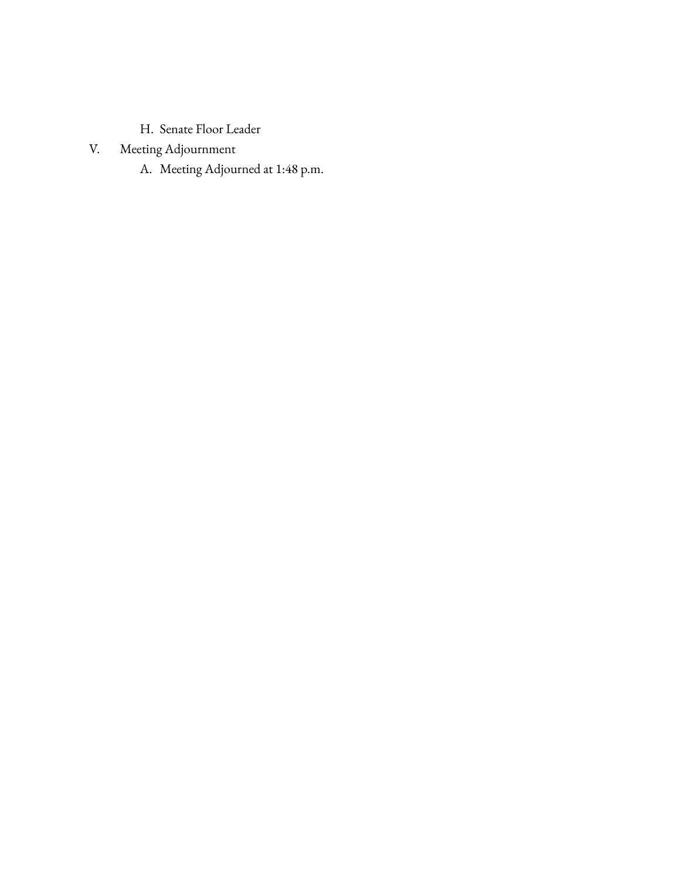H. Senate Floor Leader

V. Meeting Adjournment

A. Meeting Adjourned at 1:48 p.m.